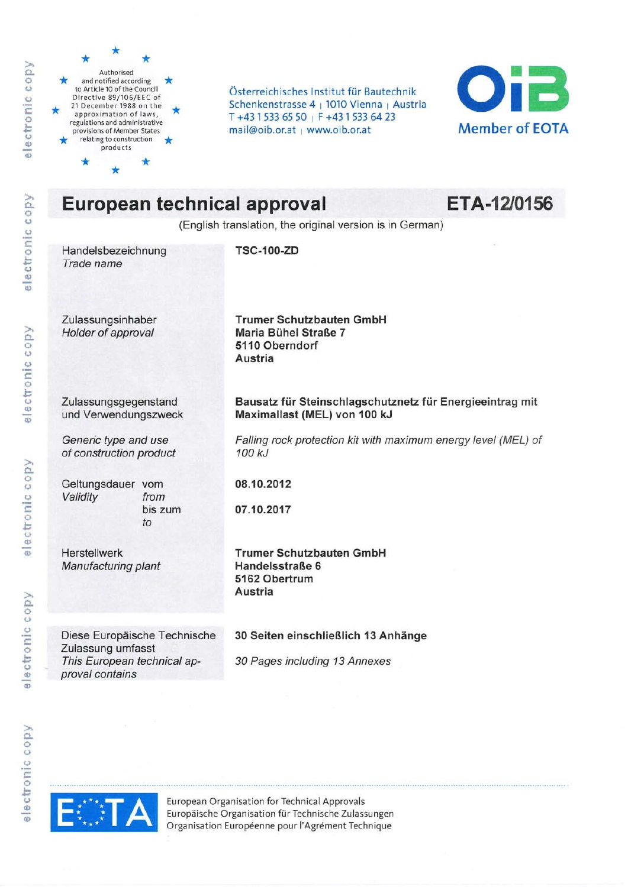Authorised and notified according to Article 10 of the Council Directive 89/106/EEC of 21 December 1988 on the approximation of laws, regulations and administrative provisions of Member States relating to construction products

Österreichisches Institut für Bautechnik
Schenkenstrasse 4 | 1010 Vienna | Austria
T +43 1 533 65 50 | F +43 1 533 64 23
mail@oib.or.at | www.oib.or.at

OIB
Member of EOTA

# European technical approval ETA-12/0156

(English translation, the original version is in German)

| | |
|---|---|
| Handelsbezeichnung<br>*Trade name* | **TSC-100-ZD** |
| Zulassungsinhaber<br>*Holder of approval* | **Trumer Schutzbauten GmbH**<br>**Maria Bühel Straße 7**<br>**5110 Oberndorf**<br>**Austria** |
| Zulassungsgegenstand und Verwendungszweck | **Bausatz für Steinschlagschutznetz für Energieeintrag mit Maximallast (MEL) von 100 kJ** |
| *Generic type and use of construction product* | *Falling rock protection kit with maximum energy level (MEL) of 100 kJ* |
| Geltungsdauer vom<br>*Validity from* | **08.10.2012** |
| bis zum<br>*to* | **07.10.2017** |
| Herstellwerk<br>*Manufacturing plant* | **Trumer Schutzbauten GmbH**<br>**Handelsstraße 6**<br>**5162 Obertrum**<br>**Austria** |
| Diese Europäische Technische Zulassung umfasst<br>*This European technical approval contains* | **30 Seiten einschließlich 13 Anhänge**<br>*30 Pages including 13 Annexes* |

EOTA
European Organisation for Technical Approvals
Europäische Organisation für Technische Zulassungen
Organisation Européenne pour l'Agrément Technique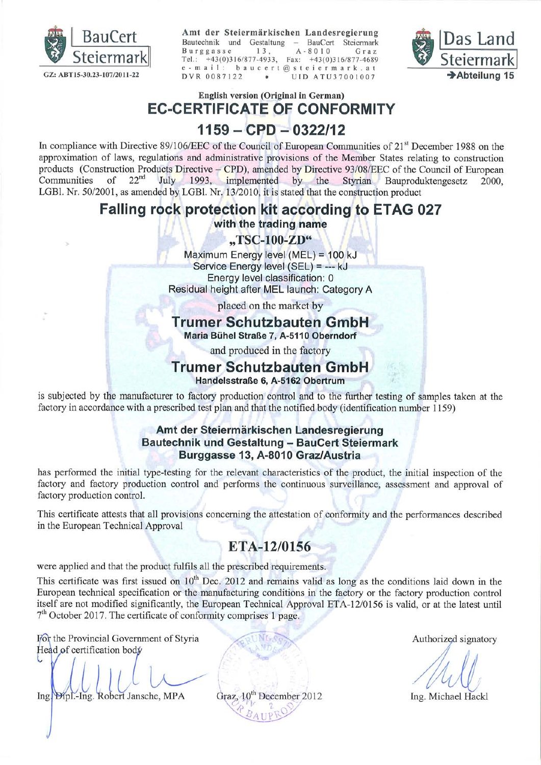BauCert Steiermark

GZ: ABT15-30.23-107/2011-22

**Amt der Steiermärkischen Landesregierung**
Bautechnik und Gestaltung – BauCert Steiermark
Burggasse 13, A-8010 Graz
Tel.: +43(0)316/877-4933, Fax: +43(0)316/877-4689
e-mail: baucert@steiermark.at
DVR 0087122 • UID ATU37001007

Das Land Steiermark
→Abteilung 15

English version (Original in German)

# EC-CERTIFICATE OF CONFORMITY

# 1159 – CPD – 0322/12

In compliance with Directive 89/106/EEC of the Council of European Communities of 21st December 1988 on the approximation of laws, regulations and administrative provisions of the Member States relating to construction products (Construction Products Directive – CPD), amended by Directive 93/08/EEC of the Council of European Communities of 22nd July 1993, implemented by the Styrian Bauproduktengesetz 2000, LGBl. Nr. 50/2001, as amended by LGBl. Nr. 13/2010, it is stated that the construction product

## Falling rock protection kit according to ETAG 027

**with the trading name**

**„TSC-100-ZD"**

Maximum Energy level (MEL) = 100 kJ
Service Energy level (SEL) = --- kJ
Energy level classification: 0
Residual height after MEL launch: Category A

placed on the market by

## Trumer Schutzbauten GmbH

**Maria Bühel Straße 7, A-5110 Oberndorf**

and produced in the factory

## Trumer Schutzbauten GmbH

**Handelsstraße 6, A-5162 Obertrum**

is subjected by the manufacturer to factory production control and to the further testing of samples taken at the factory in accordance with a prescribed test plan and that the notified body (identification number 1159)

**Amt der Steiermärkischen Landesregierung**
**Bautechnik und Gestaltung – BauCert Steiermark**
**Burggasse 13, A-8010 Graz/Austria**

has performed the initial type-testing for the relevant characteristics of the product, the initial inspection of the factory and factory production control and performs the continuous surveillance, assessment and approval of factory production control.

This certificate attests that all provisions concerning the attestation of conformity and the performances described in the European Technical Approval

## ETA-12/0156

were applied and that the product fulfils all the prescribed requirements.

This certificate was first issued on 10th Dec. 2012 and remains valid as long as the conditions laid down in the European technical specification or the manufacturing conditions in the factory or the factory production control itself are not modified significantly, the European Technical Approval ETA-12/0156 is valid, or at the latest until 7th October 2017. The certificate of conformity comprises 1 page.

For the Provincial Government of Styria
Head of certification body

Ing. Dipl.-Ing. Robert Jansche, MPA

Graz, 10th December 2012

Authorized signatory

Ing. Michael Hackl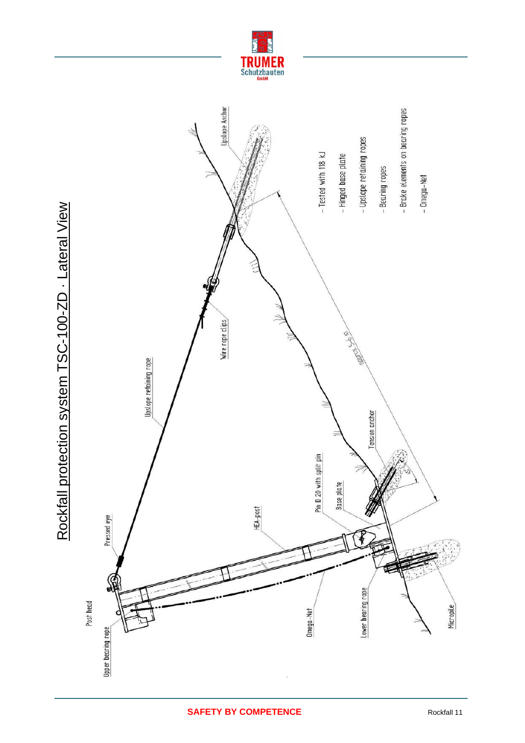# Rockfall protection system TSC-100-ZD · Lateral View

Upslope Anchor

Wire rope clips

Upslope retaining rope

approx. 5 m

Tension anchor

Pin D 20 with split pin

Base plate

HEA-post

Pressed eye

Post head

Upper bearing rope

Omega-Net

Lower bearing rope

Micropile

- Tested with 118 kJ
- Hinged base plate
- Upslope retaining ropes
- Bearing ropes
- Brake elements on bearing ropes
- Omega-Net

**SAFETY BY COMPETENCE**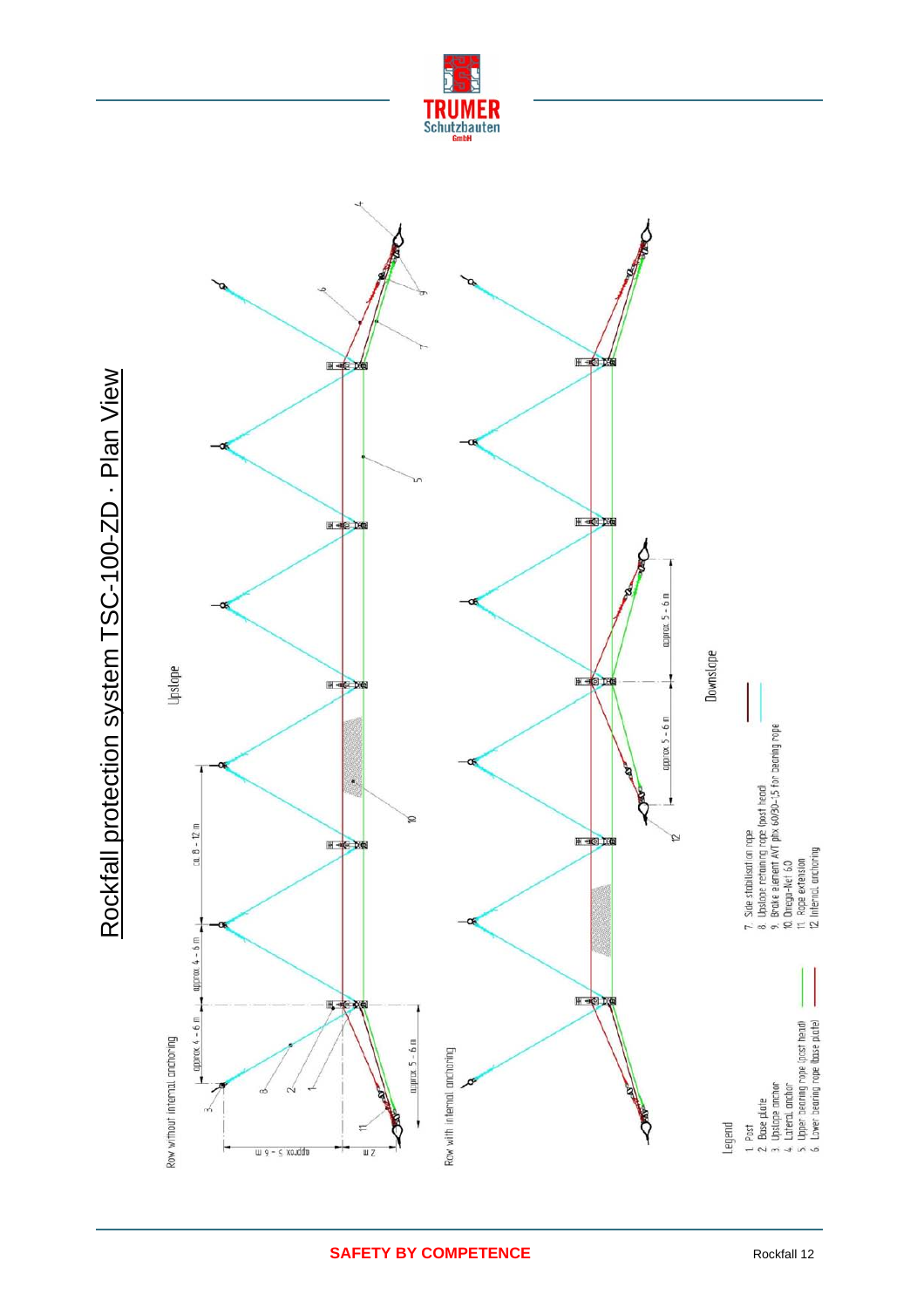# Rockfall protection system TSC-100-ZD · Plan View

Upslope

Row without internal anchoring

Row with internal anchoring

Downslope

ca. 8 - 12 m

approx. 4 - 6 m

approx. 4 - 6 m

approx. 5 - 6 m

approx. 5 - 6 m

2 m

approx. 5 - 6 m

approx. 5 - 6 m

Legend

1. Post
2. Base plate
3. Upslope anchor
4. Lateral anchor
5. Upper bearing rope (post head)
6. Lower bearing rope (base plate)
7. Side stabilisation rope
8. Upslope retaining rope (post head)
9. Brake element AVT plix 60/30-1,5 for bearing rope
10. Omega-Net 60
11. Rope extension
12. Internal anchoring

**SAFETY BY COMPETENCE**